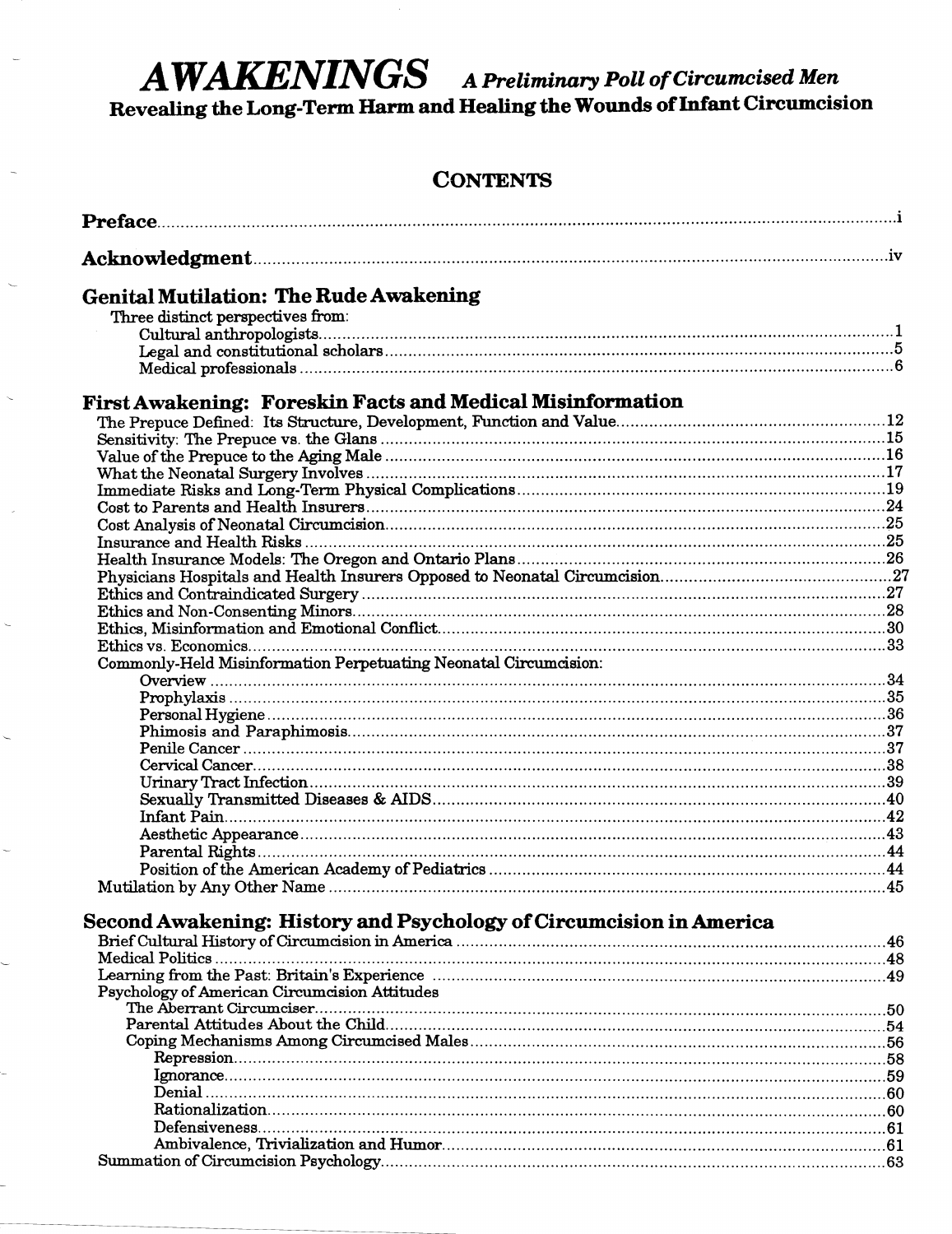# *AWAKENINGS* *A Preliminary Poll of Circumcised Men*

## Revealing the Long-Term Harm and Healing the Wounds of Infant Circumcision

## CONTENTS

**Preface** ........ i

**Acknowledgment** ........ iv

### Genital Mutilation: The Rude Awakening

Three distinct perspectives from:

- Cultural anthropologists ........ 1
- Legal and constitutional scholars ........ 5
- Medical professionals ........ 6

### First Awakening: Foreskin Facts and Medical Misinformation

The Prepuce Defined: Its Structure, Development, Function and Value ........ 12
Sensitivity: The Prepuce vs. the Glans ........ 15
Value of the Prepuce to the Aging Male ........ 16
What the Neonatal Surgery Involves ........ 17
Immediate Risks and Long-Term Physical Complications ........ 19
Cost to Parents and Health Insurers ........ 24
Cost Analysis of Neonatal Circumcision ........ 25
Insurance and Health Risks ........ 25
Health Insurance Models: The Oregon and Ontario Plans ........ 26
Physicians Hospitals and Health Insurers Opposed to Neonatal Circumcision ........ 27
Ethics and Contraindicated Surgery ........ 27
Ethics and Non-Consenting Minors ........ 28
Ethics, Misinformation and Emotional Conflict ........ 30
Ethics vs. Economics ........ 33
Commonly-Held Misinformation Perpetuating Neonatal Circumcision:

- Overview ........ 34
- Prophylaxis ........ 35
- Personal Hygiene ........ 36
- Phimosis and Paraphimosis ........ 37
- Penile Cancer ........ 37
- Cervical Cancer ........ 38
- Urinary Tract Infection ........ 39
- Sexually Transmitted Diseases & AIDS ........ 40
- Infant Pain ........ 42
- Aesthetic Appearance ........ 43
- Parental Rights ........ 44
- Position of the American Academy of Pediatrics ........ 44

Mutilation by Any Other Name ........ 45

### Second Awakening: History and Psychology of Circumcision in America

Brief Cultural History of Circumcision in America ........ 46
Medical Politics ........ 48
Learning from the Past: Britain's Experience ........ 49
Psychology of American Circumcision Attitudes

- The Aberrant Circumciser ........ 50
- Parental Attitudes About the Child ........ 54
- Coping Mechanisms Among Circumcised Males ........ 56
  - Repression ........ 58
  - Ignorance ........ 59
  - Denial ........ 60
  - Rationalization ........ 60
  - Defensiveness ........ 61
  - Ambivalence, Trivialization and Humor ........ 61

Summation of Circumcision Psychology ........ 63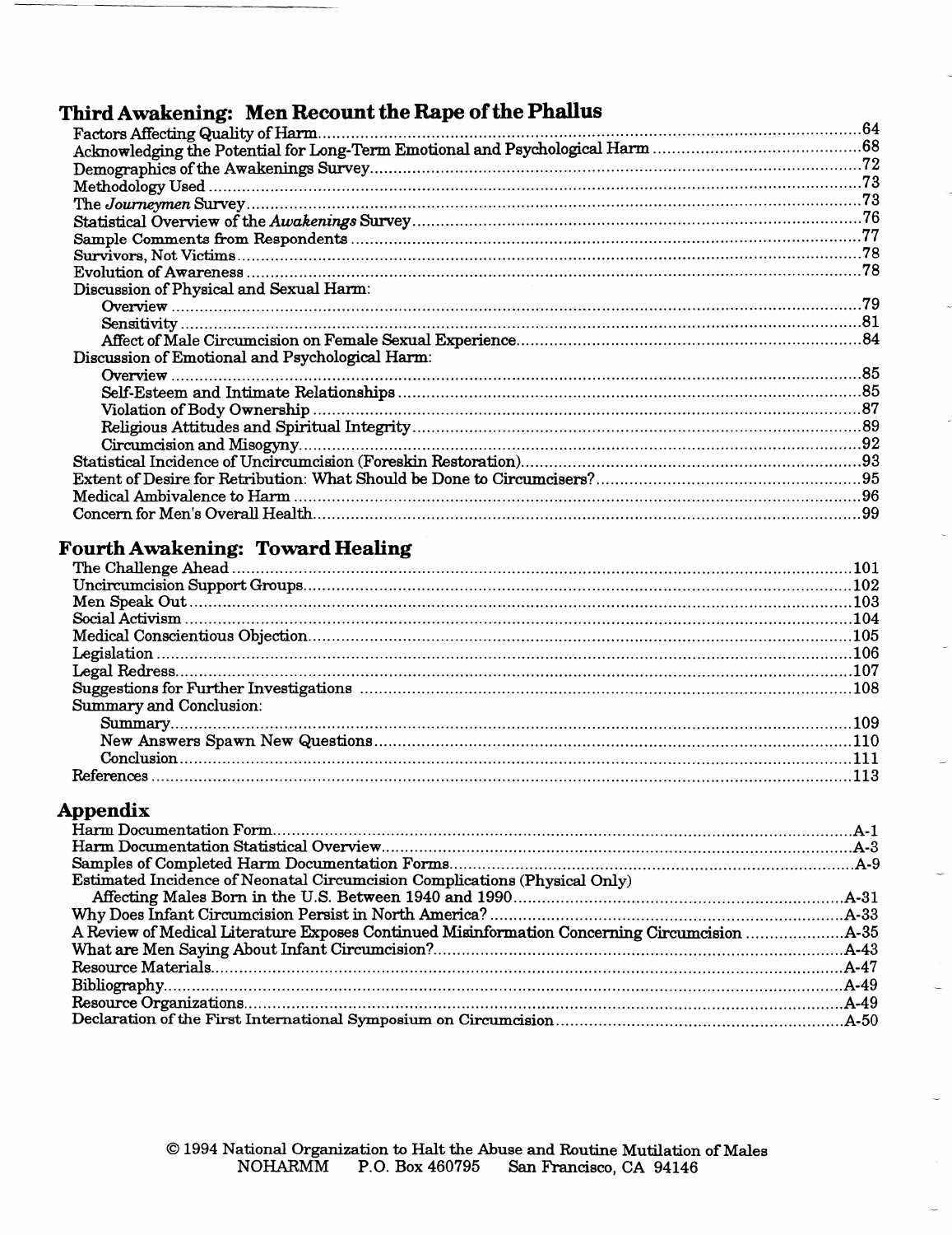## Third Awakening: Men Recount the Rape of the Phallus

Factors Affecting Quality of Harm....64
Acknowledging the Potential for Long-Term Emotional and Psychological Harm....68
Demographics of the Awakenings Survey....72
Methodology Used....73
The *Journeymen* Survey....73
Statistical Overview of the *Awakenings* Survey....76
Sample Comments from Respondents....77
Survivors, Not Victims....78
Evolution of Awareness....78
Discussion of Physical and Sexual Harm:
- Overview....79
- Sensitivity....81
- Affect of Male Circumcision on Female Sexual Experience....84

Discussion of Emotional and Psychological Harm:
- Overview....85
- Self-Esteem and Intimate Relationships....85
- Violation of Body Ownership....87
- Religious Attitudes and Spiritual Integrity....89
- Circumcision and Misogyny....92

Statistical Incidence of Uncircumcision (Foreskin Restoration)....93
Extent of Desire for Retribution: What Should be Done to Circumcisers?....95
Medical Ambivalence to Harm....96
Concern for Men's Overall Health....99

## Fourth Awakening: Toward Healing

The Challenge Ahead....101
Uncircumcision Support Groups....102
Men Speak Out....103
Social Activism....104
Medical Conscientious Objection....105
Legislation....106
Legal Redress....107
Suggestions for Further Investigations....108
Summary and Conclusion:
- Summary....109
- New Answers Spawn New Questions....110
- Conclusion....111

References....113

## Appendix

Harm Documentation Form....A-1
Harm Documentation Statistical Overview....A-3
Samples of Completed Harm Documentation Forms....A-9
Estimated Incidence of Neonatal Circumcision Complications (Physical Only) Affecting Males Born in the U.S. Between 1940 and 1990....A-31
Why Does Infant Circumcision Persist in North America?....A-33
A Review of Medical Literature Exposes Continued Misinformation Concerning Circumcision....A-35
What are Men Saying About Infant Circumcision?....A-43
Resource Materials....A-47
Bibliography....A-49
Resource Organizations....A-49
Declaration of the First International Symposium on Circumcision....A-50

© 1994 National Organization to Halt the Abuse and Routine Mutilation of Males
NOHARMM P.O. Box 460795 San Francisco, CA 94146